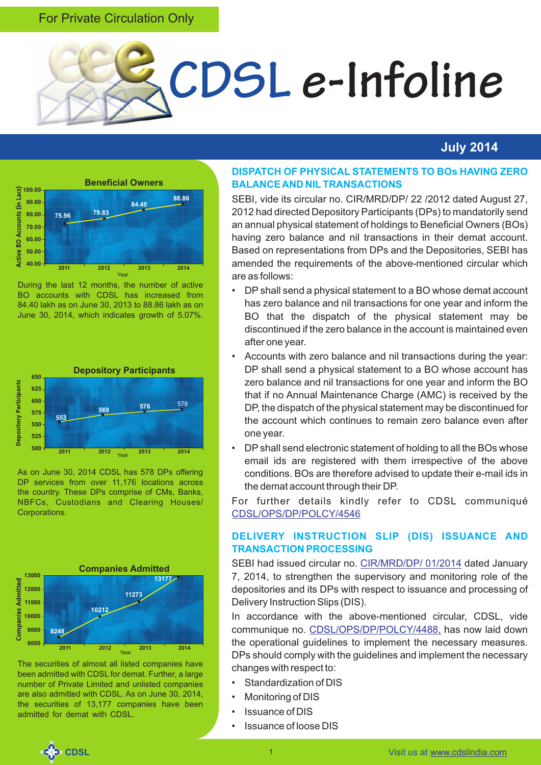For Private Circulation Only

# CDSL e-Infoline

**July 2014**

Beneficial Owners

Active BO Accounts (in Lacs)

100.00
90.00
80.00
70.00
60.00
50.00
40.00

75.96
79.83
84.40
88.86

2011
2012
2013
2014

Year

During the last 12 months, the number of active BO accounts with CDSL has increased from 84.40 lakh as on June 30, 2013 to 88.86 lakh as on June 30, 2014, which indicates growth of 5.07%.

Depository Participants

Depository Participants

650
625
600
575
550
525
500

553
569
576
578

2011
2012
2013
2014

Year

As on June 30, 2014 CDSL has 578 DPs offering DP services from over 11,176 locations across the country. These DPs comprise of CMs, Banks, NBFCs, Custodians and Clearing Houses/ Corporations.

Companies Admitted

Companies Admitted

13000
12000
11000
10000
9000
8000

8248
10212
11273
13177

2011
2012
2013
2014

Year

The securities of almost all listed companies have been admitted with CDSL for demat. Further, a large number of Private Limited and unlisted companies are also admitted with CDSL. As on June 30, 2014, the securities of 13,177 companies have been admitted for demat with CDSL.

## DISPATCH OF PHYSICAL STATEMENTS TO BOs HAVING ZERO BALANCE AND NIL TRANSACTIONS

SEBI, vide its circular no. CIR/MRD/DP/ 22 /2012 dated August 27, 2012 had directed Depository Participants (DPs) to mandatorily send an annual physical statement of holdings to Beneficial Owners (BOs) having zero balance and nil transactions in their demat account. Based on representations from DPs and the Depositories, SEBI has amended the requirements of the above-mentioned circular which are as follows:

- DP shall send a physical statement to a BO whose demat account has zero balance and nil transactions for one year and inform the BO that the dispatch of the physical statement may be discontinued if the zero balance in the account is maintained even after one year.
- Accounts with zero balance and nil transactions during the year: DP shall send a physical statement to a BO whose account has zero balance and nil transactions for one year and inform the BO that if no Annual Maintenance Charge (AMC) is received by the DP, the dispatch of the physical statement may be discontinued for the account which continues to remain zero balance even after one year.
- DP shall send electronic statement of holding to all the BOs whose email ids are registered with them irrespective of the above conditions. BOs are therefore advised to update their e-mail ids in the demat account through their DP.

For further details kindly refer to CDSL communiqué CDSL/OPS/DP/POLCY/4546

## DELIVERY INSTRUCTION SLIP (DIS) ISSUANCE AND TRANSACTION PROCESSING

SEBI had issued circular no. CIR/MRD/DP/ 01/2014 dated January 7, 2014, to strengthen the supervisory and monitoring role of the depositories and its DPs with respect to issuance and processing of Delivery Instruction Slips (DIS).

In accordance with the above-mentioned circular, CDSL, vide communique no. CDSL/OPS/DP/POLCY/4488, has now laid down the operational guidelines to implement the necessary measures. DPs should comply with the guidelines and implement the necessary changes with respect to:

- Standardization of DIS
- Monitoring of DIS
- Issuance of DIS
- Issuance of loose DIS

CDSL

Visit us at www.cdslindia.com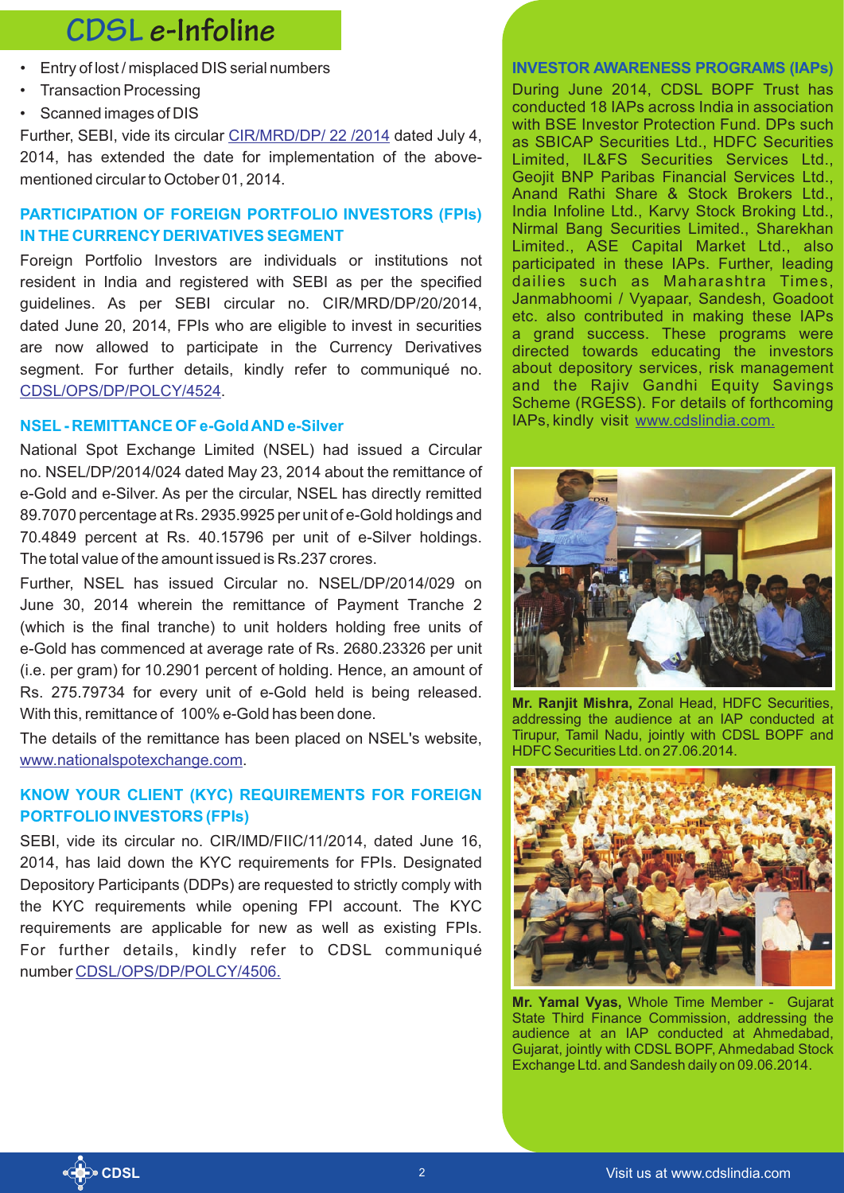- Entry of lost / misplaced DIS serial numbers
- Transaction Processing
- Scanned images of DIS

Further, SEBI, vide its circular CIR/MRD/DP/ 22 /2014 dated July 4, 2014, has extended the date for implementation of the above-mentioned circular to October 01, 2014.

## PARTICIPATION OF FOREIGN PORTFOLIO INVESTORS (FPIs) IN THE CURRENCY DERIVATIVES SEGMENT

Foreign Portfolio Investors are individuals or institutions not resident in India and registered with SEBI as per the specified guidelines. As per SEBI circular no. CIR/MRD/DP/20/2014, dated June 20, 2014, FPIs who are eligible to invest in securities are now allowed to participate in the Currency Derivatives segment. For further details, kindly refer to communiqué no. CDSL/OPS/DP/POLCY/4524.

## NSEL - REMITTANCE OF e-Gold AND e-Silver

National Spot Exchange Limited (NSEL) had issued a Circular no. NSEL/DP/2014/024 dated May 23, 2014 about the remittance of e-Gold and e-Silver. As per the circular, NSEL has directly remitted 89.7070 percentage at Rs. 2935.9925 per unit of e-Gold holdings and 70.4849 percent at Rs. 40.15796 per unit of e-Silver holdings. The total value of the amount issued is Rs.237 crores.

Further, NSEL has issued Circular no. NSEL/DP/2014/029 on June 30, 2014 wherein the remittance of Payment Tranche 2 (which is the final tranche) to unit holders holding free units of e-Gold has commenced at average rate of Rs. 2680.23326 per unit (i.e. per gram) for 10.2901 percent of holding. Hence, an amount of Rs. 275.79734 for every unit of e-Gold held is being released. With this, remittance of 100% e-Gold has been done.

The details of the remittance has been placed on NSEL's website, www.nationalspotexchange.com.

## KNOW YOUR CLIENT (KYC) REQUIREMENTS FOR FOREIGN PORTFOLIO INVESTORS (FPIs)

SEBI, vide its circular no. CIR/IMD/FIIC/11/2014, dated June 16, 2014, has laid down the KYC requirements for FPIs. Designated Depository Participants (DDPs) are requested to strictly comply with the KYC requirements while opening FPI account. The KYC requirements are applicable for new as well as existing FPIs. For further details, kindly refer to CDSL communiqué number CDSL/OPS/DP/POLCY/4506.

## INVESTOR AWARENESS PROGRAMS (IAPs)

During June 2014, CDSL BOPF Trust has conducted 18 IAPs across India in association with BSE Investor Protection Fund. DPs such as SBICAP Securities Ltd., HDFC Securities Limited, IL&FS Securities Services Ltd., Geojit BNP Paribas Financial Services Ltd., Anand Rathi Share & Stock Brokers Ltd., India Infoline Ltd., Karvy Stock Broking Ltd., Nirmal Bang Securities Limited., Sharekhan Limited., ASE Capital Market Ltd., also participated in these IAPs. Further, leading dailies such as Maharashtra Times, Janmabhoomi / Vyapaar, Sandesh, Goadoot etc. also contributed in making these IAPs a grand success. These programs were directed towards educating the investors about depository services, risk management and the Rajiv Gandhi Equity Savings Scheme (RGESS). For details of forthcoming IAPs, kindly visit www.cdslindia.com.

**Mr. Ranjit Mishra,** Zonal Head, HDFC Securities, addressing the audience at an IAP conducted at Tirupur, Tamil Nadu, jointly with CDSL BOPF and HDFC Securities Ltd. on 27.06.2014.

**Mr. Yamal Vyas,** Whole Time Member - Gujarat State Third Finance Commission, addressing the audience at an IAP conducted at Ahmedabad, Gujarat, jointly with CDSL BOPF, Ahmedabad Stock Exchange Ltd. and Sandesh daily on 09.06.2014.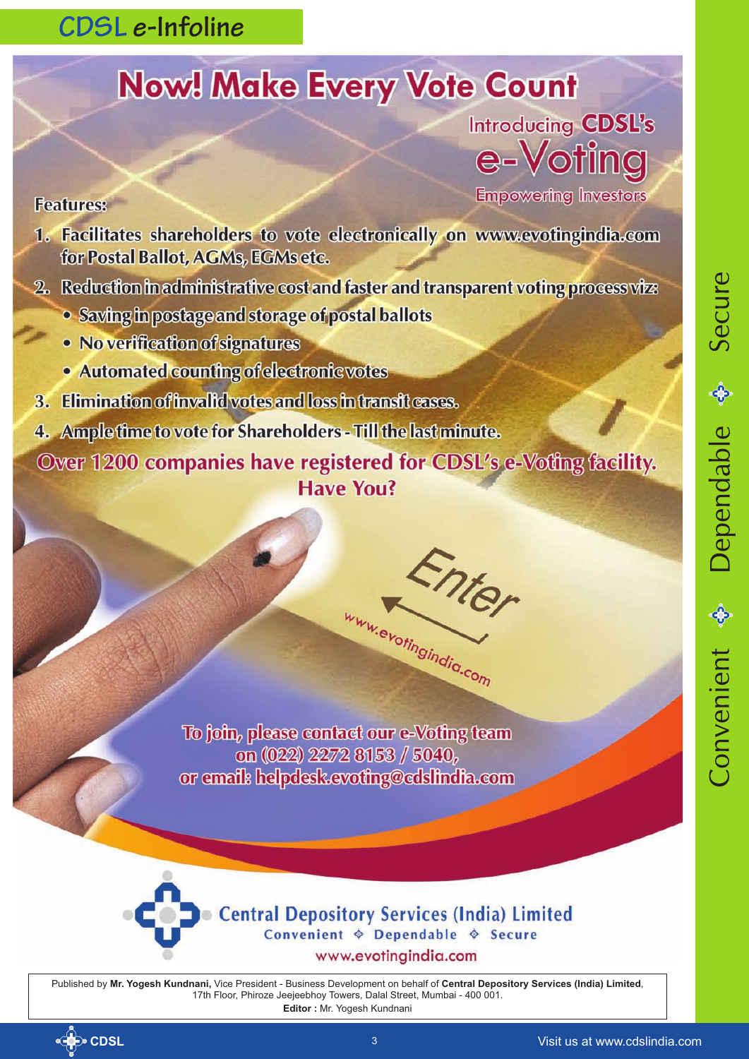# Now! Make Every Vote Count

Introducing **CDSL's**

## e-Voting

Empowering Investors

**Features:**

1. Facilitates shareholders to vote electronically on www.evotingindia.com for Postal Ballot, AGMs, EGMs etc.
2. Reduction in administrative cost and faster and transparent voting process viz:
   - Saving in postage and storage of postal ballots
   - No verification of signatures
   - Automated counting of electronic votes
3. Elimination of invalid votes and loss in transit cases.
4. Ample time to vote for Shareholders - Till the last minute.

**Over 1200 companies have registered for CDSL's e-Voting facility.**
**Have You?**

Enter

www.evotingindia.com

To join, please contact our e-Voting team on (022) 2272 8153 / 5040, or email: helpdesk.evoting@cdslindia.com

**Central Depository Services (India) Limited**

Convenient ❖ Dependable ❖ Secure

www.evotingindia.com

Convenient ❖ Dependable ❖ Secure

Published by **Mr. Yogesh Kundnani,** Vice President - Business Development on behalf of **Central Depository Services (India) Limited**, 17th Floor, Phiroze Jeejeebhoy Towers, Dalal Street, Mumbai - 400 001.
**Editor :** Mr. Yogesh Kundnani